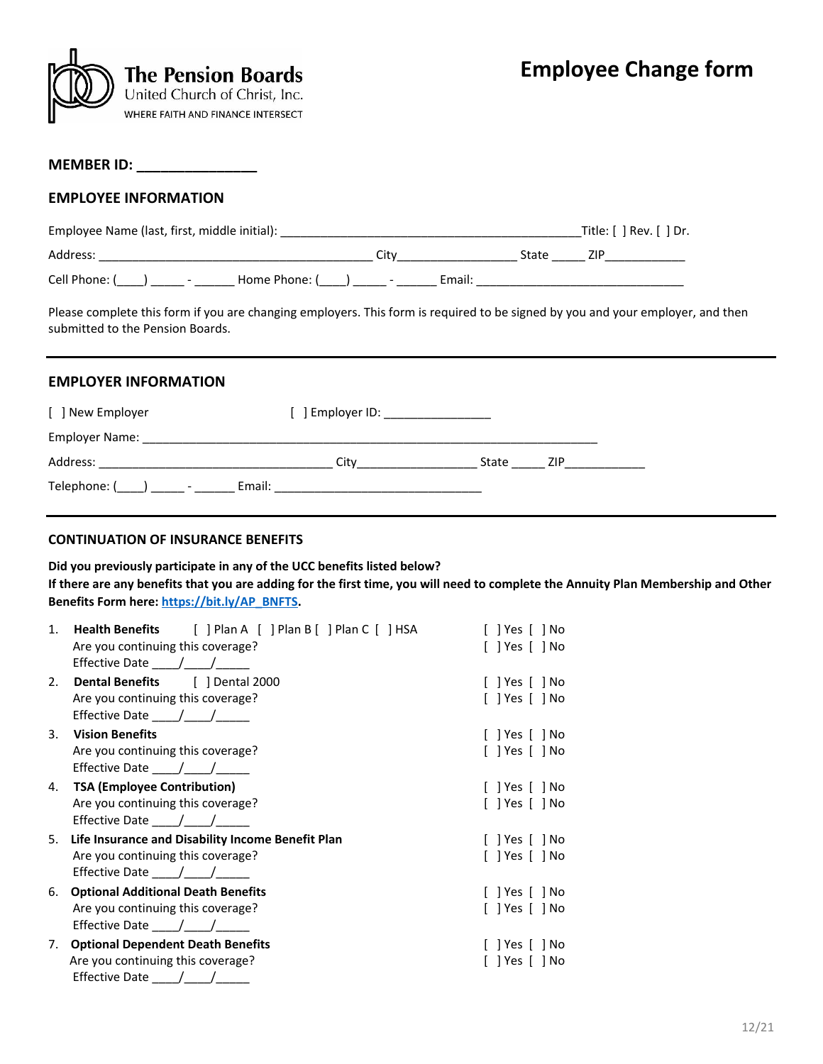**The Pension Boards**
United Church of Christ, Inc.
WHERE FAITH AND FINANCE INTERSECT

# Employee Change form

**MEMBER ID: _______________**

## EMPLOYEE INFORMATION

Employee Name (last, first, middle initial): ____________________________________________ Title: [ ] Rev. [ ] Dr.

Address: _________________________________________ City_________________ State _____ ZIP____________

Cell Phone: (____) _____ - ______ Home Phone: (____) _____ - ______ Email: ______________________________

Please complete this form if you are changing employers. This form is required to be signed by you and your employer, and then submitted to the Pension Boards.

---

## EMPLOYER INFORMATION

[ ] New Employer [ ] Employer ID: _______________

Employer Name: ___________________________________________________________________

Address: __________________________________ City_________________ State _____ ZIP____________

Telephone: (____) _____ - ______ Email: ______________________________

---

### CONTINUATION OF INSURANCE BENEFITS

**Did you previously participate in any of the UCC benefits listed below?**
**If there are any benefits that you are adding for the first time, you will need to complete the Annuity Plan Membership and Other Benefits Form here: https://bit.ly/AP_BNFTS.**

1. **Health Benefits** [ ] Plan A [ ] Plan B [ ] Plan C [ ] HSA — [ ] Yes [ ] No
   Are you continuing this coverage? — [ ] Yes [ ] No
   Effective Date ____/____/_____
2. **Dental Benefits** [ ] Dental 2000 — [ ] Yes [ ] No
   Are you continuing this coverage? — [ ] Yes [ ] No
   Effective Date ____/____/_____
3. **Vision Benefits** — [ ] Yes [ ] No
   Are you continuing this coverage? — [ ] Yes [ ] No
   Effective Date ____/____/_____
4. **TSA (Employee Contribution)** — [ ] Yes [ ] No
   Are you continuing this coverage? — [ ] Yes [ ] No
   Effective Date ____/____/_____
5. **Life Insurance and Disability Income Benefit Plan** — [ ] Yes [ ] No
   Are you continuing this coverage? — [ ] Yes [ ] No
   Effective Date ____/____/_____
6. **Optional Additional Death Benefits** — [ ] Yes [ ] No
   Are you continuing this coverage? — [ ] Yes [ ] No
   Effective Date ____/____/_____
7. **Optional Dependent Death Benefits** — [ ] Yes [ ] No
   Are you continuing this coverage? — [ ] Yes [ ] No
   Effective Date ____/____/_____

12/21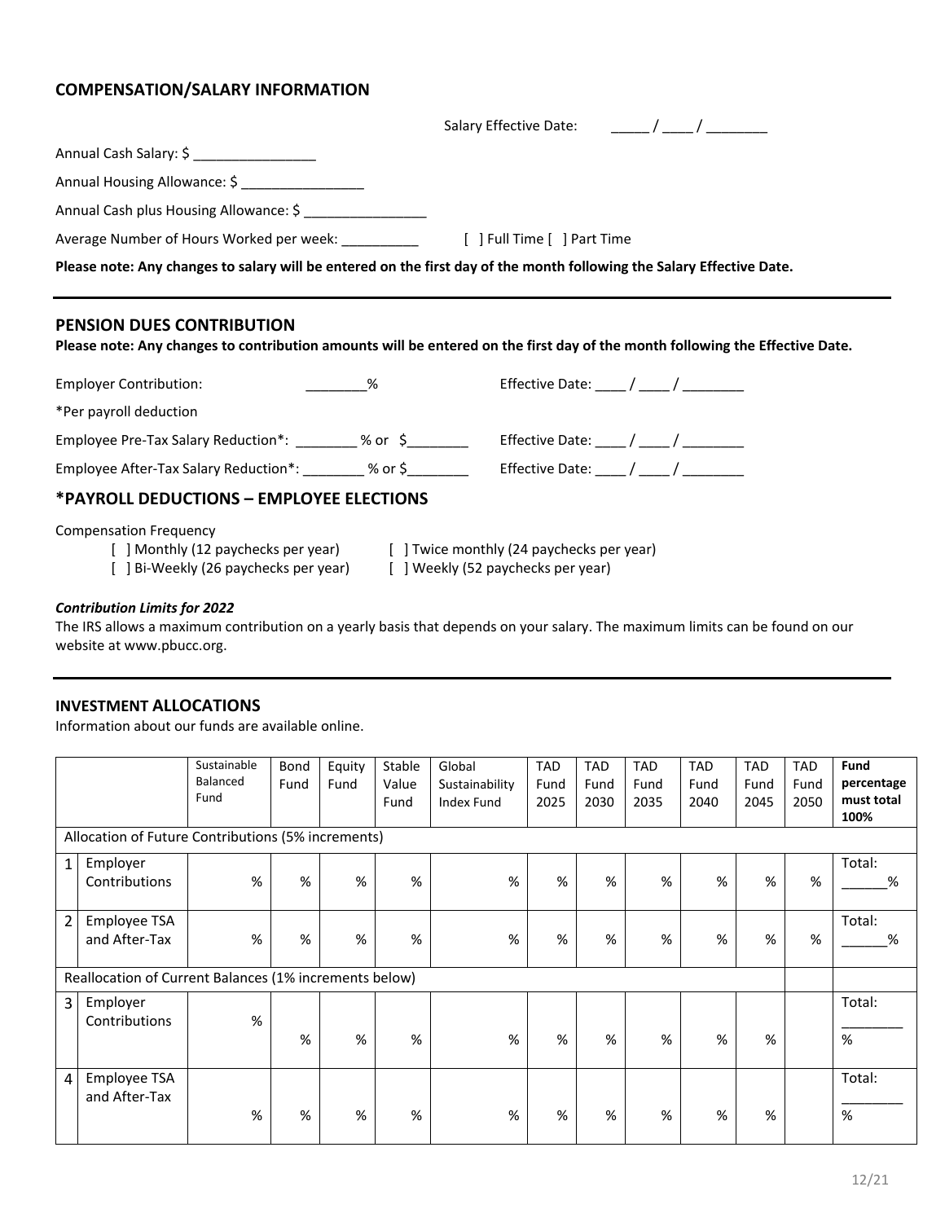## COMPENSATION/SALARY INFORMATION

Salary Effective Date: _____ / ____ / ________

Annual Cash Salary: $ ________________

Annual Housing Allowance: $ ________________

Annual Cash plus Housing Allowance: $ ________________

Average Number of Hours Worked per week: __________ [ ] Full Time [ ] Part Time

**Please note: Any changes to salary will be entered on the first day of the month following the Salary Effective Date.**

---

## PENSION DUES CONTRIBUTION

**Please note: Any changes to contribution amounts will be entered on the first day of the month following the Effective Date.**

Employer Contribution: ________% Effective Date: ____ / ____ / ________

*Per payroll deduction

Employee Pre-Tax Salary Reduction*: ________ % or $________ Effective Date: ____ / ____ / ________

Employee After-Tax Salary Reduction*: ________ % or $________ Effective Date: ____ / ____ / ________

## *PAYROLL DEDUCTIONS – EMPLOYEE ELECTIONS

Compensation Frequency

- [ ] Monthly (12 paychecks per year)
- [ ] Twice monthly (24 paychecks per year)
- [ ] Bi-Weekly (26 paychecks per year)
- [ ] Weekly (52 paychecks per year)

***Contribution Limits for 2022***

The IRS allows a maximum contribution on a yearly basis that depends on your salary. The maximum limits can be found on our website at www.pbucc.org.

---

## INVESTMENT ALLOCATIONS

Information about our funds are available online.

| | | Sustainable Balanced Fund | Bond Fund | Equity Fund | Stable Value Fund | Global Sustainability Index Fund | TAD Fund 2025 | TAD Fund 2030 | TAD Fund 2035 | TAD Fund 2040 | TAD Fund 2045 | TAD Fund 2050 | **Fund percentage must total 100%** |
|---|---|---|---|---|---|---|---|---|---|---|---|---|---|
| Allocation of Future Contributions (5% increments) | | | | | | | | | | | | | |
| 1 | Employer Contributions | % | % | % | % | % | % | % | % | % | % | % | Total: ______% |
| 2 | Employee TSA and After-Tax | % | % | % | % | % | % | % | % | % | % | % | Total: ______% |
| Reallocation of Current Balances (1% increments below) | | | | | | | | | | | | | |
| 3 | Employer Contributions | % | % | % | % | % | % | % | % | % | % | | Total: ________ % |
| 4 | Employee TSA and After-Tax | % | % | % | % | % | % | % | % | % | % | | Total: ________ % |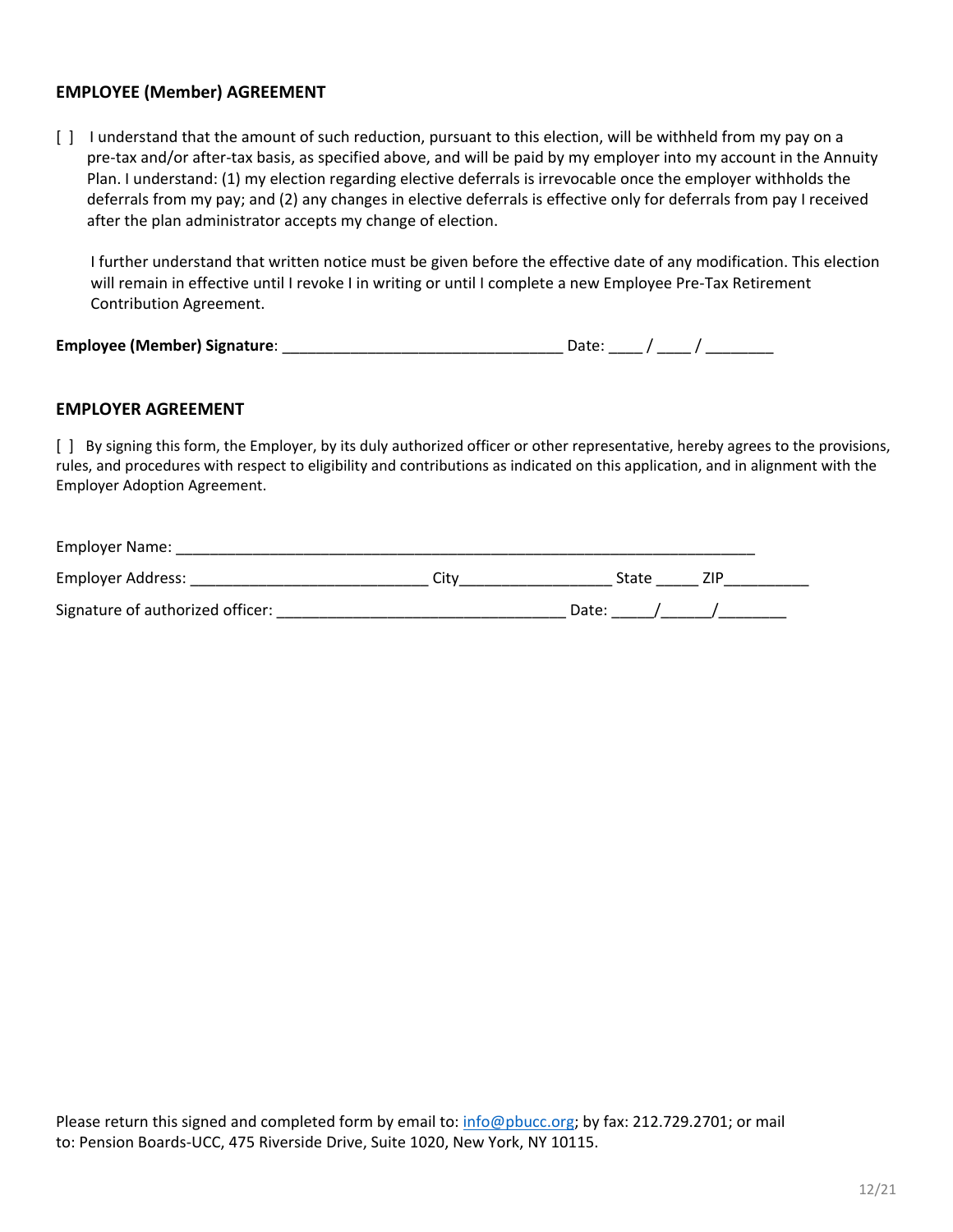**EMPLOYEE (Member) AGREEMENT**

[ ] I understand that the amount of such reduction, pursuant to this election, will be withheld from my pay on a pre-tax and/or after-tax basis, as specified above, and will be paid by my employer into my account in the Annuity Plan. I understand: (1) my election regarding elective deferrals is irrevocable once the employer withholds the deferrals from my pay; and (2) any changes in elective deferrals is effective only for deferrals from pay I received after the plan administrator accepts my change of election.

I further understand that written notice must be given before the effective date of any modification. This election will remain in effective until I revoke I in writing or until I complete a new Employee Pre-Tax Retirement Contribution Agreement.

**Employee (Member) Signature**: ________________________________ Date: ____ / ____ / ________

**EMPLOYER AGREEMENT**

[ ] By signing this form, the Employer, by its duly authorized officer or other representative, hereby agrees to the provisions, rules, and procedures with respect to eligibility and contributions as indicated on this application, and in alignment with the Employer Adoption Agreement.

Employer Name: ___________________________________________________________________

Employer Address: ___________________________ City_________________ State _____ ZIP__________

Signature of authorized officer: _________________________________ Date: _____/______/________

Please return this signed and completed form by email to: info@pbucc.org; by fax: 212.729.2701; or mail to: Pension Boards-UCC, 475 Riverside Drive, Suite 1020, New York, NY 10115.